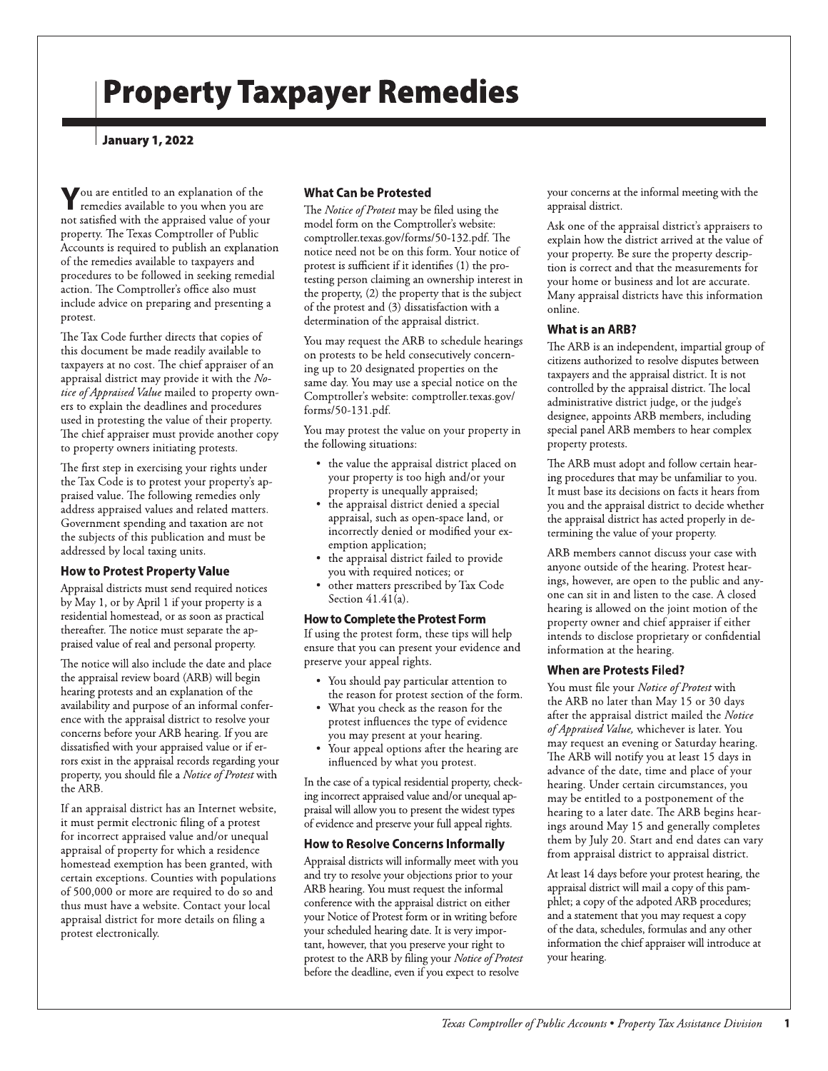# Property Taxpayer Remedies

**January 1, 2022**

You are entitled to an explanation of the remedies available to you when you are not satisfied with the appraised value of your property. The Texas Comptroller of Public Accounts is required to publish an explanation of the remedies available to taxpayers and procedures to be followed in seeking remedial action. The Comptroller's office also must include advice on preparing and presenting a protest.

The Tax Code further directs that copies of this document be made readily available to taxpayers at no cost. The chief appraiser of an appraisal district may provide it with the *Notice of Appraised Value* mailed to property owners to explain the deadlines and procedures used in protesting the value of their property. The chief appraiser must provide another copy to property owners initiating protests.

The first step in exercising your rights under the Tax Code is to protest your property's appraised value. The following remedies only address appraised values and related matters. Government spending and taxation are not the subjects of this publication and must be addressed by local taxing units.

### How to Protest Property Value

Appraisal districts must send required notices by May 1, or by April 1 if your property is a residential homestead, or as soon as practical thereafter. The notice must separate the appraised value of real and personal property.

The notice will also include the date and place the appraisal review board (ARB) will begin hearing protests and an explanation of the availability and purpose of an informal conference with the appraisal district to resolve your concerns before your ARB hearing. If you are dissatisfied with your appraised value or if errors exist in the appraisal records regarding your property, you should file a *Notice of Protest* with the ARB.

If an appraisal district has an Internet website, it must permit electronic filing of a protest for incorrect appraised value and/or unequal appraisal of property for which a residence homestead exemption has been granted, with certain exceptions. Counties with populations of 500,000 or more are required to do so and thus must have a website. Contact your local appraisal district for more details on filing a protest electronically.

### What Can be Protested

The *Notice of Protest* may be filed using the model form on the Comptroller's website: comptroller.texas.gov/forms/50-132.pdf. The notice need not be on this form. Your notice of protest is sufficient if it identifies (1) the protesting person claiming an ownership interest in the property, (2) the property that is the subject of the protest and (3) dissatisfaction with a determination of the appraisal district.

You may request the ARB to schedule hearings on protests to be held consecutively concerning up to 20 designated properties on the same day. You may use a special notice on the Comptroller's website: comptroller.texas.gov/forms/50-131.pdf.

You may protest the value on your property in the following situations:

- the value the appraisal district placed on your property is too high and/or your property is unequally appraised;
- the appraisal district denied a special appraisal, such as open-space land, or incorrectly denied or modified your exemption application;
- the appraisal district failed to provide you with required notices; or
- other matters prescribed by Tax Code Section 41.41(a).

### How to Complete the Protest Form

If using the protest form, these tips will help ensure that you can present your evidence and preserve your appeal rights.

- You should pay particular attention to the reason for protest section of the form.
- What you check as the reason for the protest influences the type of evidence you may present at your hearing.
- Your appeal options after the hearing are influenced by what you protest.

In the case of a typical residential property, checking incorrect appraised value and/or unequal appraisal will allow you to present the widest types of evidence and preserve your full appeal rights.

### How to Resolve Concerns Informally

Appraisal districts will informally meet with you and try to resolve your objections prior to your ARB hearing. You must request the informal conference with the appraisal district on either your Notice of Protest form or in writing before your scheduled hearing date. It is very important, however, that you preserve your right to protest to the ARB by filing your *Notice of Protest* before the deadline, even if you expect to resolve your concerns at the informal meeting with the appraisal district.

Ask one of the appraisal district's appraisers to explain how the district arrived at the value of your property. Be sure the property description is correct and that the measurements for your home or business and lot are accurate. Many appraisal districts have this information online.

### What is an ARB?

The ARB is an independent, impartial group of citizens authorized to resolve disputes between taxpayers and the appraisal district. It is not controlled by the appraisal district. The local administrative district judge, or the judge's designee, appoints ARB members, including special panel ARB members to hear complex property protests.

The ARB must adopt and follow certain hearing procedures that may be unfamiliar to you. It must base its decisions on facts it hears from you and the appraisal district to decide whether the appraisal district has acted properly in determining the value of your property.

ARB members cannot discuss your case with anyone outside of the hearing. Protest hearings, however, are open to the public and anyone can sit in and listen to the case. A closed hearing is allowed on the joint motion of the property owner and chief appraiser if either intends to disclose proprietary or confidential information at the hearing.

### When are Protests Filed?

You must file your *Notice of Protest* with the ARB no later than May 15 or 30 days after the appraisal district mailed the *Notice of Appraised Value,* whichever is later. You may request an evening or Saturday hearing. The ARB will notify you at least 15 days in advance of the date, time and place of your hearing. Under certain circumstances, you may be entitled to a postponement of the hearing to a later date. The ARB begins hearings around May 15 and generally completes them by July 20. Start and end dates can vary from appraisal district to appraisal district.

At least 14 days before your protest hearing, the appraisal district will mail a copy of this pamphlet; a copy of the adpoted ARB procedures; and a statement that you may request a copy of the data, schedules, formulas and any other information the chief appraiser will introduce at your hearing.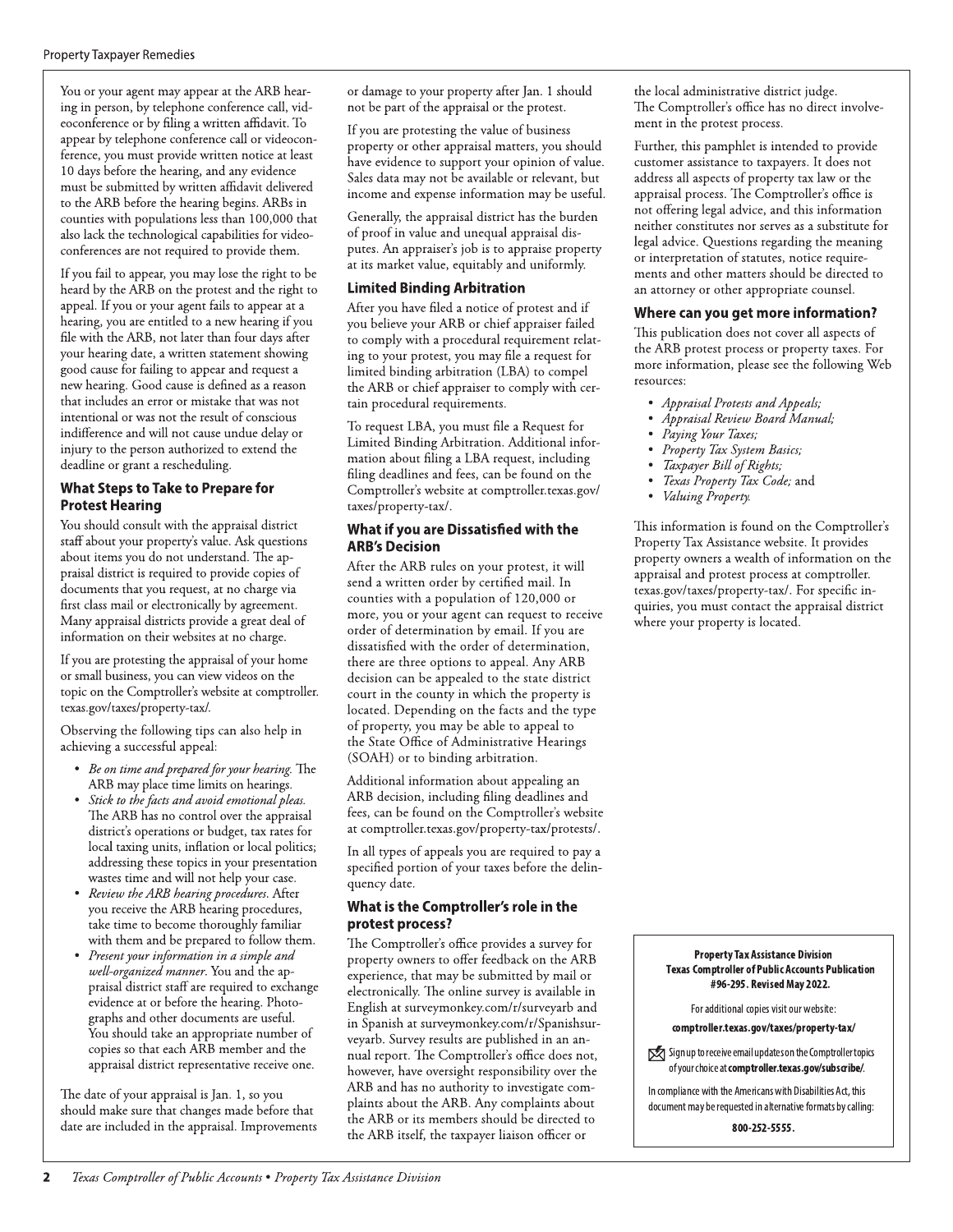You or your agent may appear at the ARB hearing in person, by telephone conference call, videoconference or by filing a written affidavit. To appear by telephone conference call or videoconference, you must provide written notice at least 10 days before the hearing, and any evidence must be submitted by written affidavit delivered to the ARB before the hearing begins. ARBs in counties with populations less than 100,000 that also lack the technological capabilities for videoconferences are not required to provide them.

If you fail to appear, you may lose the right to be heard by the ARB on the protest and the right to appeal. If you or your agent fails to appear at a hearing, you are entitled to a new hearing if you file with the ARB, not later than four days after your hearing date, a written statement showing good cause for failing to appear and request a new hearing. Good cause is defined as a reason that includes an error or mistake that was not intentional or was not the result of conscious indifference and will not cause undue delay or injury to the person authorized to extend the deadline or grant a rescheduling.

### What Steps to Take to Prepare for Protest Hearing

You should consult with the appraisal district staff about your property's value. Ask questions about items you do not understand. The appraisal district is required to provide copies of documents that you request, at no charge via first class mail or electronically by agreement. Many appraisal districts provide a great deal of information on their websites at no charge.

If you are protesting the appraisal of your home or small business, you can view videos on the topic on the Comptroller's website at comptroller.texas.gov/taxes/property-tax/.

Observing the following tips can also help in achieving a successful appeal:

- *Be on time and prepared for your hearing.* The ARB may place time limits on hearings.
- *Stick to the facts and avoid emotional pleas.* The ARB has no control over the appraisal district's operations or budget, tax rates for local taxing units, inflation or local politics; addressing these topics in your presentation wastes time and will not help your case.
- *Review the ARB hearing procedures.* After you receive the ARB hearing procedures, take time to become thoroughly familiar with them and be prepared to follow them.
- *Present your information in a simple and well-organized manner.* You and the appraisal district staff are required to exchange evidence at or before the hearing. Photographs and other documents are useful. You should take an appropriate number of copies so that each ARB member and the appraisal district representative receive one.

The date of your appraisal is Jan. 1, so you should make sure that changes made before that date are included in the appraisal. Improvements or damage to your property after Jan. 1 should not be part of the appraisal or the protest.

If you are protesting the value of business property or other appraisal matters, you should have evidence to support your opinion of value. Sales data may not be available or relevant, but income and expense information may be useful.

Generally, the appraisal district has the burden of proof in value and unequal appraisal disputes. An appraiser's job is to appraise property at its market value, equitably and uniformly.

### Limited Binding Arbitration

After you have filed a notice of protest and if you believe your ARB or chief appraiser failed to comply with a procedural requirement relating to your protest, you may file a request for limited binding arbitration (LBA) to compel the ARB or chief appraiser to comply with certain procedural requirements.

To request LBA, you must file a Request for Limited Binding Arbitration. Additional information about filing a LBA request, including filing deadlines and fees, can be found on the Comptroller's website at comptroller.texas.gov/taxes/property-tax/.

### What if you are Dissatisfied with the ARB's Decision

After the ARB rules on your protest, it will send a written order by certified mail. In counties with a population of 120,000 or more, you or your agent can request to receive order of determination by email. If you are dissatisfied with the order of determination, there are three options to appeal. Any ARB decision can be appealed to the state district court in the county in which the property is located. Depending on the facts and the type of property, you may be able to appeal to the State Office of Administrative Hearings (SOAH) or to binding arbitration.

Additional information about appealing an ARB decision, including filing deadlines and fees, can be found on the Comptroller's website at comptroller.texas.gov/property-tax/protests/.

In all types of appeals you are required to pay a specified portion of your taxes before the delinquency date.

### What is the Comptroller's role in the protest process?

The Comptroller's office provides a survey for property owners to offer feedback on the ARB experience, that may be submitted by mail or electronically. The online survey is available in English at surveymonkey.com/r/surveyarb and in Spanish at surveymonkey.com/r/Spanishsurveyarb. Survey results are published in an annual report. The Comptroller's office does not, however, have oversight responsibility over the ARB and has no authority to investigate complaints about the ARB. Any complaints about the ARB or its members should be directed to the ARB itself, the taxpayer liaison officer or the local administrative district judge. The Comptroller's office has no direct involvement in the protest process.

Further, this pamphlet is intended to provide customer assistance to taxpayers. It does not address all aspects of property tax law or the appraisal process. The Comptroller's office is not offering legal advice, and this information neither constitutes nor serves as a substitute for legal advice. Questions regarding the meaning or interpretation of statutes, notice requirements and other matters should be directed to an attorney or other appropriate counsel.

### Where can you get more information?

This publication does not cover all aspects of the ARB protest process or property taxes. For more information, please see the following Web resources:

- *Appraisal Protests and Appeals;*
- *Appraisal Review Board Manual;*
- *Paying Your Taxes;*
- *Property Tax System Basics;*
- *Taxpayer Bill of Rights;*
- *Texas Property Tax Code;* and
- *Valuing Property.*

This information is found on the Comptroller's Property Tax Assistance website. It provides property owners a wealth of information on the appraisal and protest process at comptroller.texas.gov/taxes/property-tax/. For specific inquiries, you must contact the appraisal district where your property is located.

**Property Tax Assistance Division**
**Texas Comptroller of Public Accounts Publication #96-295. Revised May 2022.**

For additional copies visit our website:

**comptroller.texas.gov/taxes/property-tax/**

Sign up to receive email updates on the Comptroller topics of your choice at **comptroller.texas.gov/subscribe/**.

In compliance with the Americans with Disabilities Act, this document may be requested in alternative formats by calling:

**800-252-5555.**